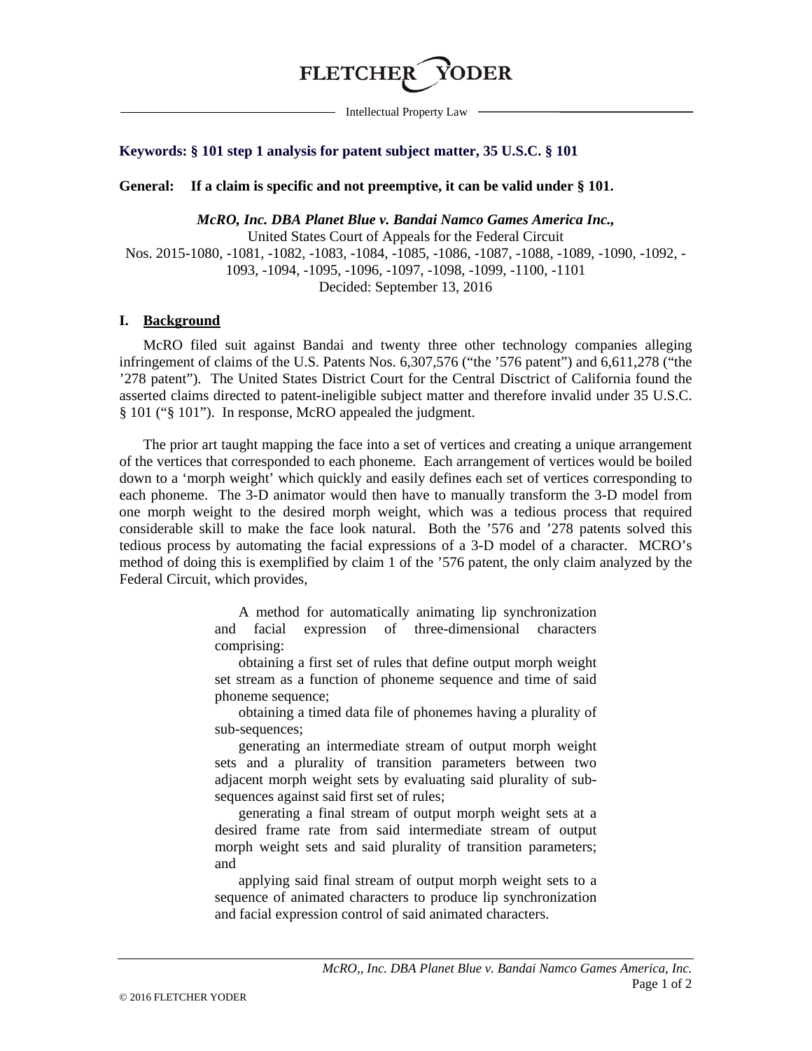FLETCHER YODER

Intellectual Property Law

**Keywords: § 101 step 1 analysis for patent subject matter, 35 U.S.C. § 101**

**General: If a claim is specific and not preemptive, it can be valid under § 101.**

***McRO, Inc. DBA Planet Blue v. Bandai Namco Games America Inc.,***
United States Court of Appeals for the Federal Circuit
Nos. 2015-1080, -1081, -1082, -1083, -1084, -1085, -1086, -1087, -1088, -1089, -1090, -1092, -1093, -1094, -1095, -1096, -1097, -1098, -1099, -1100, -1101
Decided: September 13, 2016

## I. Background

McRO filed suit against Bandai and twenty three other technology companies alleging infringement of claims of the U.S. Patents Nos. 6,307,576 ("the '576 patent") and 6,611,278 ("the '278 patent"). The United States District Court for the Central Disctrict of California found the asserted claims directed to patent-ineligible subject matter and therefore invalid under 35 U.S.C. § 101 ("§ 101"). In response, McRO appealed the judgment.

The prior art taught mapping the face into a set of vertices and creating a unique arrangement of the vertices that corresponded to each phoneme. Each arrangement of vertices would be boiled down to a 'morph weight' which quickly and easily defines each set of vertices corresponding to each phoneme. The 3-D animator would then have to manually transform the 3-D model from one morph weight to the desired morph weight, which was a tedious process that required considerable skill to make the face look natural. Both the '576 and '278 patents solved this tedious process by automating the facial expressions of a 3-D model of a character. MCRO's method of doing this is exemplified by claim 1 of the '576 patent, the only claim analyzed by the Federal Circuit, which provides,

> A method for automatically animating lip synchronization and facial expression of three-dimensional characters comprising:
>
> obtaining a first set of rules that define output morph weight set stream as a function of phoneme sequence and time of said phoneme sequence;
>
> obtaining a timed data file of phonemes having a plurality of sub-sequences;
>
> generating an intermediate stream of output morph weight sets and a plurality of transition parameters between two adjacent morph weight sets by evaluating said plurality of sub-sequences against said first set of rules;
>
> generating a final stream of output morph weight sets at a desired frame rate from said intermediate stream of output morph weight sets and said plurality of transition parameters; and
>
> applying said final stream of output morph weight sets to a sequence of animated characters to produce lip synchronization and facial expression control of said animated characters.

© 2016 FLETCHER YODER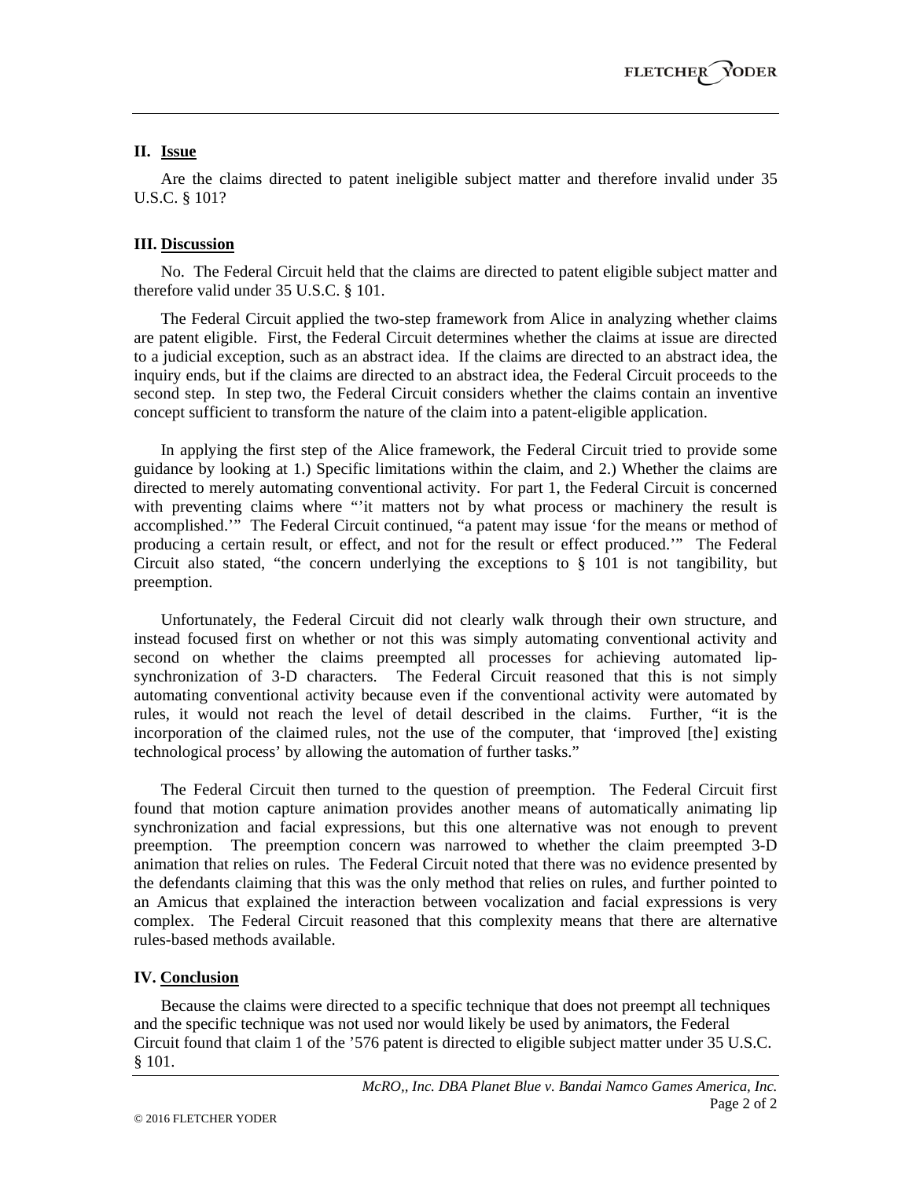## II. Issue

Are the claims directed to patent ineligible subject matter and therefore invalid under 35 U.S.C. § 101?

## III. Discussion

No. The Federal Circuit held that the claims are directed to patent eligible subject matter and therefore valid under 35 U.S.C. § 101.

The Federal Circuit applied the two-step framework from Alice in analyzing whether claims are patent eligible. First, the Federal Circuit determines whether the claims at issue are directed to a judicial exception, such as an abstract idea. If the claims are directed to an abstract idea, the inquiry ends, but if the claims are directed to an abstract idea, the Federal Circuit proceeds to the second step. In step two, the Federal Circuit considers whether the claims contain an inventive concept sufficient to transform the nature of the claim into a patent-eligible application.

In applying the first step of the Alice framework, the Federal Circuit tried to provide some guidance by looking at 1.) Specific limitations within the claim, and 2.) Whether the claims are directed to merely automating conventional activity. For part 1, the Federal Circuit is concerned with preventing claims where "'it matters not by what process or machinery the result is accomplished.'" The Federal Circuit continued, "a patent may issue 'for the means or method of producing a certain result, or effect, and not for the result or effect produced.'" The Federal Circuit also stated, "the concern underlying the exceptions to § 101 is not tangibility, but preemption.

Unfortunately, the Federal Circuit did not clearly walk through their own structure, and instead focused first on whether or not this was simply automating conventional activity and second on whether the claims preempted all processes for achieving automated lip-synchronization of 3-D characters. The Federal Circuit reasoned that this is not simply automating conventional activity because even if the conventional activity were automated by rules, it would not reach the level of detail described in the claims. Further, "it is the incorporation of the claimed rules, not the use of the computer, that 'improved [the] existing technological process' by allowing the automation of further tasks."

The Federal Circuit then turned to the question of preemption. The Federal Circuit first found that motion capture animation provides another means of automatically animating lip synchronization and facial expressions, but this one alternative was not enough to prevent preemption. The preemption concern was narrowed to whether the claim preempted 3-D animation that relies on rules. The Federal Circuit noted that there was no evidence presented by the defendants claiming that this was the only method that relies on rules, and further pointed to an Amicus that explained the interaction between vocalization and facial expressions is very complex. The Federal Circuit reasoned that this complexity means that there are alternative rules-based methods available.

## IV. Conclusion

Because the claims were directed to a specific technique that does not preempt all techniques and the specific technique was not used nor would likely be used by animators, the Federal Circuit found that claim 1 of the '576 patent is directed to eligible subject matter under 35 U.S.C. § 101.